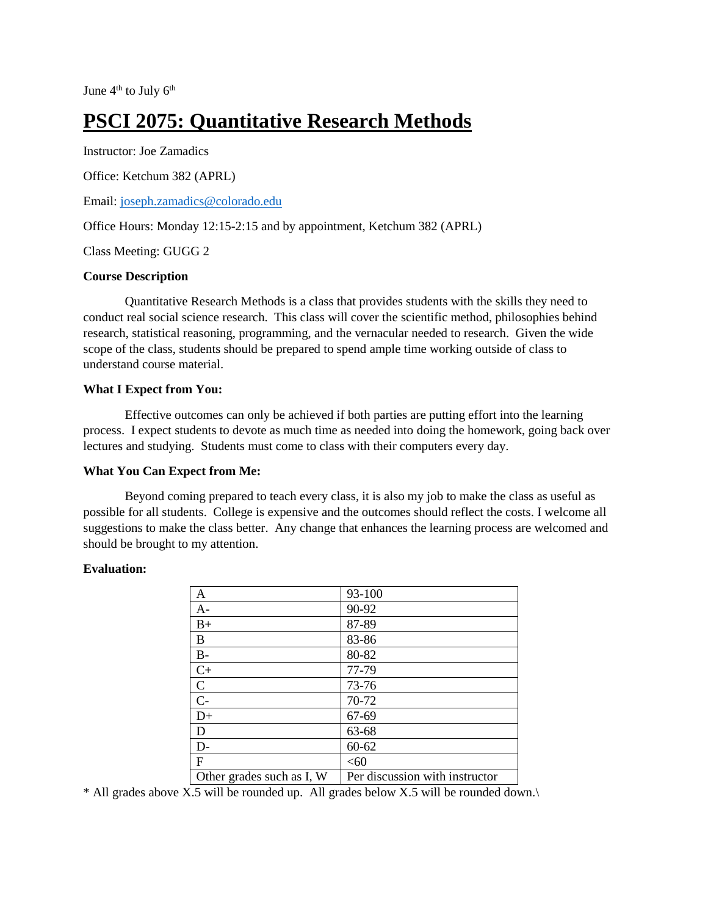June 4th to July 6th

# PSCI 2075: Quantitative Research Methods

Instructor: Joe Zamadics

Office: Ketchum 382 (APRL)

Email: joseph.zamadics@colorado.edu

Office Hours: Monday 12:15-2:15 and by appointment, Ketchum 382 (APRL)

Class Meeting: GUGG 2

**Course Description**

Quantitative Research Methods is a class that provides students with the skills they need to conduct real social science research. This class will cover the scientific method, philosophies behind research, statistical reasoning, programming, and the vernacular needed to research. Given the wide scope of the class, students should be prepared to spend ample time working outside of class to understand course material.

**What I Expect from You:**

Effective outcomes can only be achieved if both parties are putting effort into the learning process. I expect students to devote as much time as needed into doing the homework, going back over lectures and studying. Students must come to class with their computers every day.

**What You Can Expect from Me:**

Beyond coming prepared to teach every class, it is also my job to make the class as useful as possible for all students. College is expensive and the outcomes should reflect the costs. I welcome all suggestions to make the class better. Any change that enhances the learning process are welcomed and should be brought to my attention.

**Evaluation:**

| A | 93-100 |
|---|---|
| A- | 90-92 |
| B+ | 87-89 |
| B | 83-86 |
| B- | 80-82 |
| C+ | 77-79 |
| C | 73-76 |
| C- | 70-72 |
| D+ | 67-69 |
| D | 63-68 |
| D- | 60-62 |
| F | <60 |
| Other grades such as I, W | Per discussion with instructor |

* All grades above X.5 will be rounded up. All grades below X.5 will be rounded down.\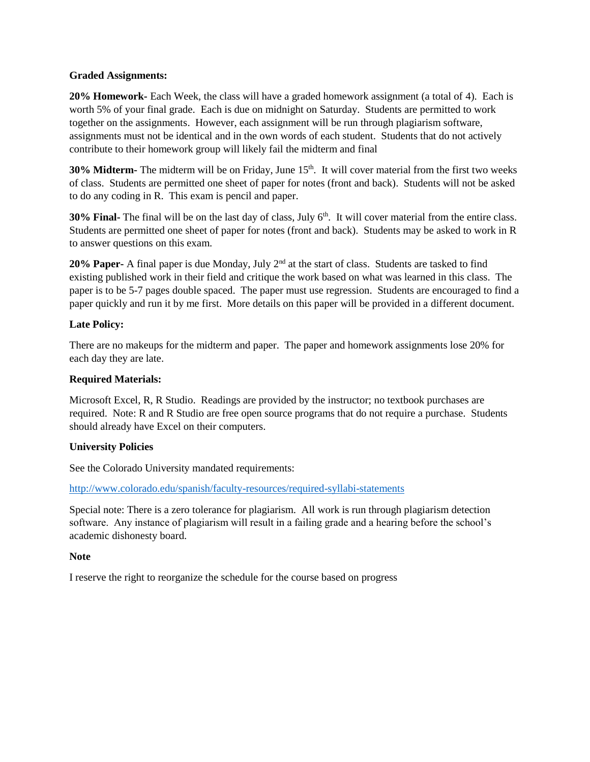**Graded Assignments:**

**20% Homework-** Each Week, the class will have a graded homework assignment (a total of 4). Each is worth 5% of your final grade. Each is due on midnight on Saturday. Students are permitted to work together on the assignments. However, each assignment will be run through plagiarism software, assignments must not be identical and in the own words of each student. Students that do not actively contribute to their homework group will likely fail the midterm and final

**30% Midterm-** The midterm will be on Friday, June 15th. It will cover material from the first two weeks of class. Students are permitted one sheet of paper for notes (front and back). Students will not be asked to do any coding in R. This exam is pencil and paper.

**30% Final-** The final will be on the last day of class, July 6th. It will cover material from the entire class. Students are permitted one sheet of paper for notes (front and back). Students may be asked to work in R to answer questions on this exam.

**20% Paper-** A final paper is due Monday, July 2nd at the start of class. Students are tasked to find existing published work in their field and critique the work based on what was learned in this class. The paper is to be 5-7 pages double spaced. The paper must use regression. Students are encouraged to find a paper quickly and run it by me first. More details on this paper will be provided in a different document.

**Late Policy:**

There are no makeups for the midterm and paper. The paper and homework assignments lose 20% for each day they are late.

**Required Materials:**

Microsoft Excel, R, R Studio. Readings are provided by the instructor; no textbook purchases are required. Note: R and R Studio are free open source programs that do not require a purchase. Students should already have Excel on their computers.

**University Policies**

See the Colorado University mandated requirements:

http://www.colorado.edu/spanish/faculty-resources/required-syllabi-statements

Special note: There is a zero tolerance for plagiarism. All work is run through plagiarism detection software. Any instance of plagiarism will result in a failing grade and a hearing before the school's academic dishonesty board.

**Note**

I reserve the right to reorganize the schedule for the course based on progress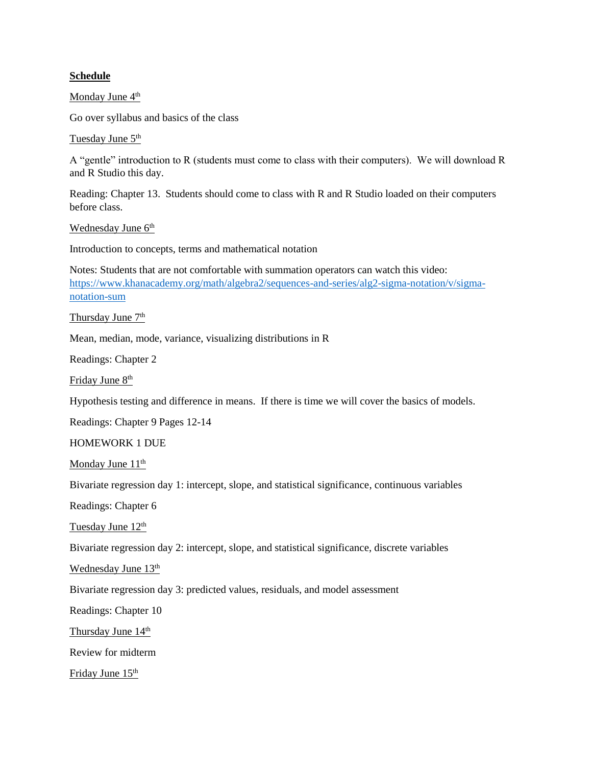## Schedule

Monday June 4th

Go over syllabus and basics of the class

Tuesday June 5th

A "gentle" introduction to R (students must come to class with their computers). We will download R and R Studio this day.

Reading: Chapter 13. Students should come to class with R and R Studio loaded on their computers before class.

Wednesday June 6th

Introduction to concepts, terms and mathematical notation

Notes: Students that are not comfortable with summation operators can watch this video: https://www.khanacademy.org/math/algebra2/sequences-and-series/alg2-sigma-notation/v/sigma-notation-sum

Thursday June 7th

Mean, median, mode, variance, visualizing distributions in R

Readings: Chapter 2

Friday June 8th

Hypothesis testing and difference in means. If there is time we will cover the basics of models.

Readings: Chapter 9 Pages 12-14

HOMEWORK 1 DUE

Monday June 11th

Bivariate regression day 1: intercept, slope, and statistical significance, continuous variables

Readings: Chapter 6

Tuesday June 12th

Bivariate regression day 2: intercept, slope, and statistical significance, discrete variables

Wednesday June 13th

Bivariate regression day 3: predicted values, residuals, and model assessment

Readings: Chapter 10

Thursday June 14th

Review for midterm

Friday June 15th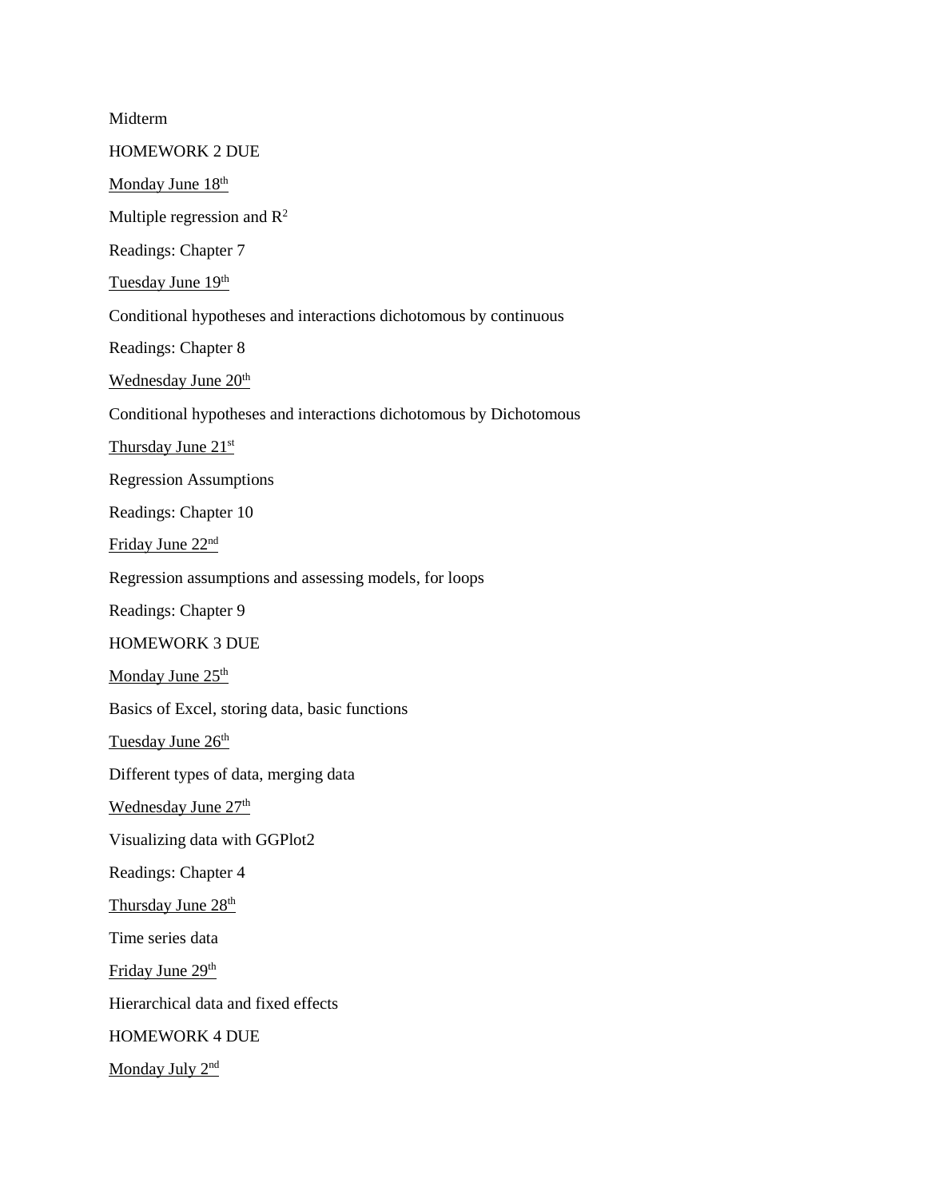Midterm

HOMEWORK 2 DUE

<u>Monday June 18th</u>

Multiple regression and $R^2$

Readings: Chapter 7

<u>Tuesday June 19th</u>

Conditional hypotheses and interactions dichotomous by continuous

Readings: Chapter 8

<u>Wednesday June 20th</u>

Conditional hypotheses and interactions dichotomous by Dichotomous

<u>Thursday June 21st</u>

Regression Assumptions

Readings: Chapter 10

<u>Friday June 22nd</u>

Regression assumptions and assessing models, for loops

Readings: Chapter 9

HOMEWORK 3 DUE

<u>Monday June 25th</u>

Basics of Excel, storing data, basic functions

<u>Tuesday June 26th</u>

Different types of data, merging data

<u>Wednesday June 27th</u>

Visualizing data with GGPlot2

Readings: Chapter 4

<u>Thursday June 28th</u>

Time series data

<u>Friday June 29th</u>

Hierarchical data and fixed effects

HOMEWORK 4 DUE

<u>Monday July 2nd</u>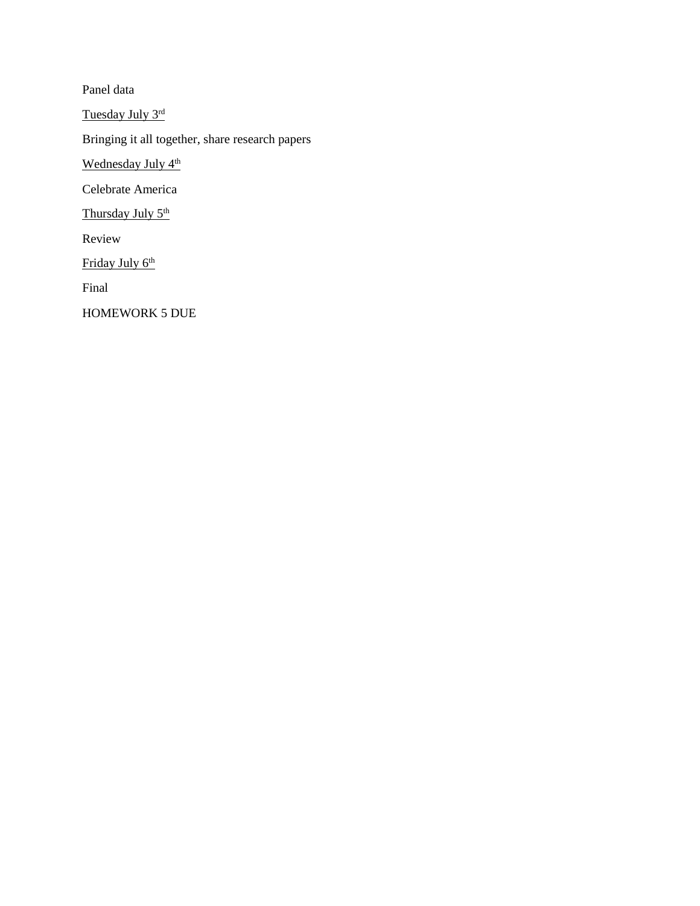Panel data

<u>Tuesday July 3rd</u>

Bringing it all together, share research papers

<u>Wednesday July 4th</u>

Celebrate America

<u>Thursday July 5th</u>

Review

<u>Friday July 6th</u>

Final

HOMEWORK 5 DUE